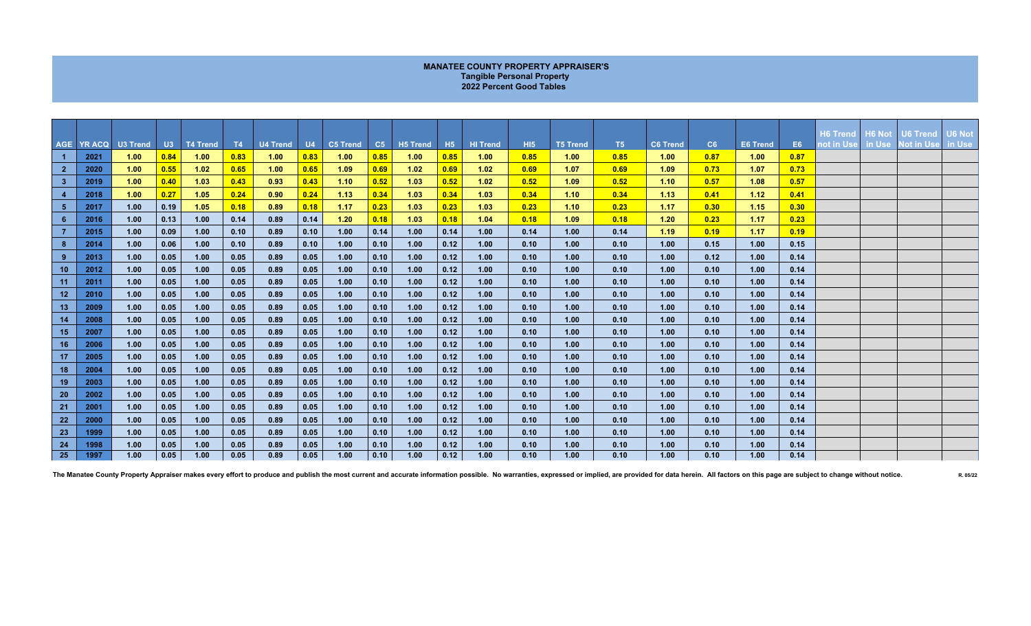**MANATEE COUNTY PROPERTY APPRAISER'S**
**Tangible Personal Property**
**2022 Percent Good Tables**

| AGE | YR ACQ | U3 Trend | U3 | T4 Trend | T4 | U4 Trend | U4 | C5 Trend | C5 | H5 Trend | H5 | HI Trend | HI5 | T5 Trend | T5 | C6 Trend | C6 | E6 Trend | E6 | H6 Trend not in Use | H6 Not in Use | U6 Trend Not in Use | U6 Not in Use |
|---|---|---|---|---|---|---|---|---|---|---|---|---|---|---|---|---|---|---|---|---|---|---|---|
| 1 | 2021 | 1.00 | 0.84 | 1.00 | 0.83 | 1.00 | 0.83 | 1.00 | 0.85 | 1.00 | 0.85 | 1.00 | 0.85 | 1.00 | 0.85 | 1.00 | 0.87 | 1.00 | 0.87 | | | | |
| 2 | 2020 | 1.00 | 0.55 | 1.02 | 0.65 | 1.00 | 0.65 | 1.09 | 0.69 | 1.02 | 0.69 | 1.02 | 0.69 | 1.07 | 0.69 | 1.09 | 0.73 | 1.07 | 0.73 | | | | |
| 3 | 2019 | 1.00 | 0.40 | 1.03 | 0.43 | 0.93 | 0.43 | 1.10 | 0.52 | 1.03 | 0.52 | 1.02 | 0.52 | 1.09 | 0.52 | 1.10 | 0.57 | 1.08 | 0.57 | | | | |
| 4 | 2018 | 1.00 | 0.27 | 1.05 | 0.24 | 0.90 | 0.24 | 1.13 | 0.34 | 1.03 | 0.34 | 1.03 | 0.34 | 1.10 | 0.34 | 1.13 | 0.41 | 1.12 | 0.41 | | | | |
| 5 | 2017 | 1.00 | 0.19 | 1.05 | 0.18 | 0.89 | 0.18 | 1.17 | 0.23 | 1.03 | 0.23 | 1.03 | 0.23 | 1.10 | 0.23 | 1.17 | 0.30 | 1.15 | 0.30 | | | | |
| 6 | 2016 | 1.00 | 0.13 | 1.00 | 0.14 | 0.89 | 0.14 | 1.20 | 0.18 | 1.03 | 0.18 | 1.04 | 0.18 | 1.09 | 0.18 | 1.20 | 0.23 | 1.17 | 0.23 | | | | |
| 7 | 2015 | 1.00 | 0.09 | 1.00 | 0.10 | 0.89 | 0.10 | 1.00 | 0.14 | 1.00 | 0.14 | 1.00 | 0.14 | 1.00 | 0.14 | 1.19 | 0.19 | 1.17 | 0.19 | | | | |
| 8 | 2014 | 1.00 | 0.06 | 1.00 | 0.10 | 0.89 | 0.10 | 1.00 | 0.10 | 1.00 | 0.12 | 1.00 | 0.10 | 1.00 | 0.10 | 1.00 | 0.15 | 1.00 | 0.15 | | | | |
| 9 | 2013 | 1.00 | 0.05 | 1.00 | 0.05 | 0.89 | 0.05 | 1.00 | 0.10 | 1.00 | 0.12 | 1.00 | 0.10 | 1.00 | 0.10 | 1.00 | 0.12 | 1.00 | 0.14 | | | | |
| 10 | 2012 | 1.00 | 0.05 | 1.00 | 0.05 | 0.89 | 0.05 | 1.00 | 0.10 | 1.00 | 0.12 | 1.00 | 0.10 | 1.00 | 0.10 | 1.00 | 0.10 | 1.00 | 0.14 | | | | |
| 11 | 2011 | 1.00 | 0.05 | 1.00 | 0.05 | 0.89 | 0.05 | 1.00 | 0.10 | 1.00 | 0.12 | 1.00 | 0.10 | 1.00 | 0.10 | 1.00 | 0.10 | 1.00 | 0.14 | | | | |
| 12 | 2010 | 1.00 | 0.05 | 1.00 | 0.05 | 0.89 | 0.05 | 1.00 | 0.10 | 1.00 | 0.12 | 1.00 | 0.10 | 1.00 | 0.10 | 1.00 | 0.10 | 1.00 | 0.14 | | | | |
| 13 | 2009 | 1.00 | 0.05 | 1.00 | 0.05 | 0.89 | 0.05 | 1.00 | 0.10 | 1.00 | 0.12 | 1.00 | 0.10 | 1.00 | 0.10 | 1.00 | 0.10 | 1.00 | 0.14 | | | | |
| 14 | 2008 | 1.00 | 0.05 | 1.00 | 0.05 | 0.89 | 0.05 | 1.00 | 0.10 | 1.00 | 0.12 | 1.00 | 0.10 | 1.00 | 0.10 | 1.00 | 0.10 | 1.00 | 0.14 | | | | |
| 15 | 2007 | 1.00 | 0.05 | 1.00 | 0.05 | 0.89 | 0.05 | 1.00 | 0.10 | 1.00 | 0.12 | 1.00 | 0.10 | 1.00 | 0.10 | 1.00 | 0.10 | 1.00 | 0.14 | | | | |
| 16 | 2006 | 1.00 | 0.05 | 1.00 | 0.05 | 0.89 | 0.05 | 1.00 | 0.10 | 1.00 | 0.12 | 1.00 | 0.10 | 1.00 | 0.10 | 1.00 | 0.10 | 1.00 | 0.14 | | | | |
| 17 | 2005 | 1.00 | 0.05 | 1.00 | 0.05 | 0.89 | 0.05 | 1.00 | 0.10 | 1.00 | 0.12 | 1.00 | 0.10 | 1.00 | 0.10 | 1.00 | 0.10 | 1.00 | 0.14 | | | | |
| 18 | 2004 | 1.00 | 0.05 | 1.00 | 0.05 | 0.89 | 0.05 | 1.00 | 0.10 | 1.00 | 0.12 | 1.00 | 0.10 | 1.00 | 0.10 | 1.00 | 0.10 | 1.00 | 0.14 | | | | |
| 19 | 2003 | 1.00 | 0.05 | 1.00 | 0.05 | 0.89 | 0.05 | 1.00 | 0.10 | 1.00 | 0.12 | 1.00 | 0.10 | 1.00 | 0.10 | 1.00 | 0.10 | 1.00 | 0.14 | | | | |
| 20 | 2002 | 1.00 | 0.05 | 1.00 | 0.05 | 0.89 | 0.05 | 1.00 | 0.10 | 1.00 | 0.12 | 1.00 | 0.10 | 1.00 | 0.10 | 1.00 | 0.10 | 1.00 | 0.14 | | | | |
| 21 | 2001 | 1.00 | 0.05 | 1.00 | 0.05 | 0.89 | 0.05 | 1.00 | 0.10 | 1.00 | 0.12 | 1.00 | 0.10 | 1.00 | 0.10 | 1.00 | 0.10 | 1.00 | 0.14 | | | | |
| 22 | 2000 | 1.00 | 0.05 | 1.00 | 0.05 | 0.89 | 0.05 | 1.00 | 0.10 | 1.00 | 0.12 | 1.00 | 0.10 | 1.00 | 0.10 | 1.00 | 0.10 | 1.00 | 0.14 | | | | |
| 23 | 1999 | 1.00 | 0.05 | 1.00 | 0.05 | 0.89 | 0.05 | 1.00 | 0.10 | 1.00 | 0.12 | 1.00 | 0.10 | 1.00 | 0.10 | 1.00 | 0.10 | 1.00 | 0.14 | | | | |
| 24 | 1998 | 1.00 | 0.05 | 1.00 | 0.05 | 0.89 | 0.05 | 1.00 | 0.10 | 1.00 | 0.12 | 1.00 | 0.10 | 1.00 | 0.10 | 1.00 | 0.10 | 1.00 | 0.14 | | | | |
| 25 | 1997 | 1.00 | 0.05 | 1.00 | 0.05 | 0.89 | 0.05 | 1.00 | 0.10 | 1.00 | 0.12 | 1.00 | 0.10 | 1.00 | 0.10 | 1.00 | 0.10 | 1.00 | 0.14 | | | | |

The Manatee County Property Appraiser makes every effort to produce and publish the most current and accurate information possible. No warranties, expressed or implied, are provided for data herein. All factors on this page are subject to change without notice.

R. 05/22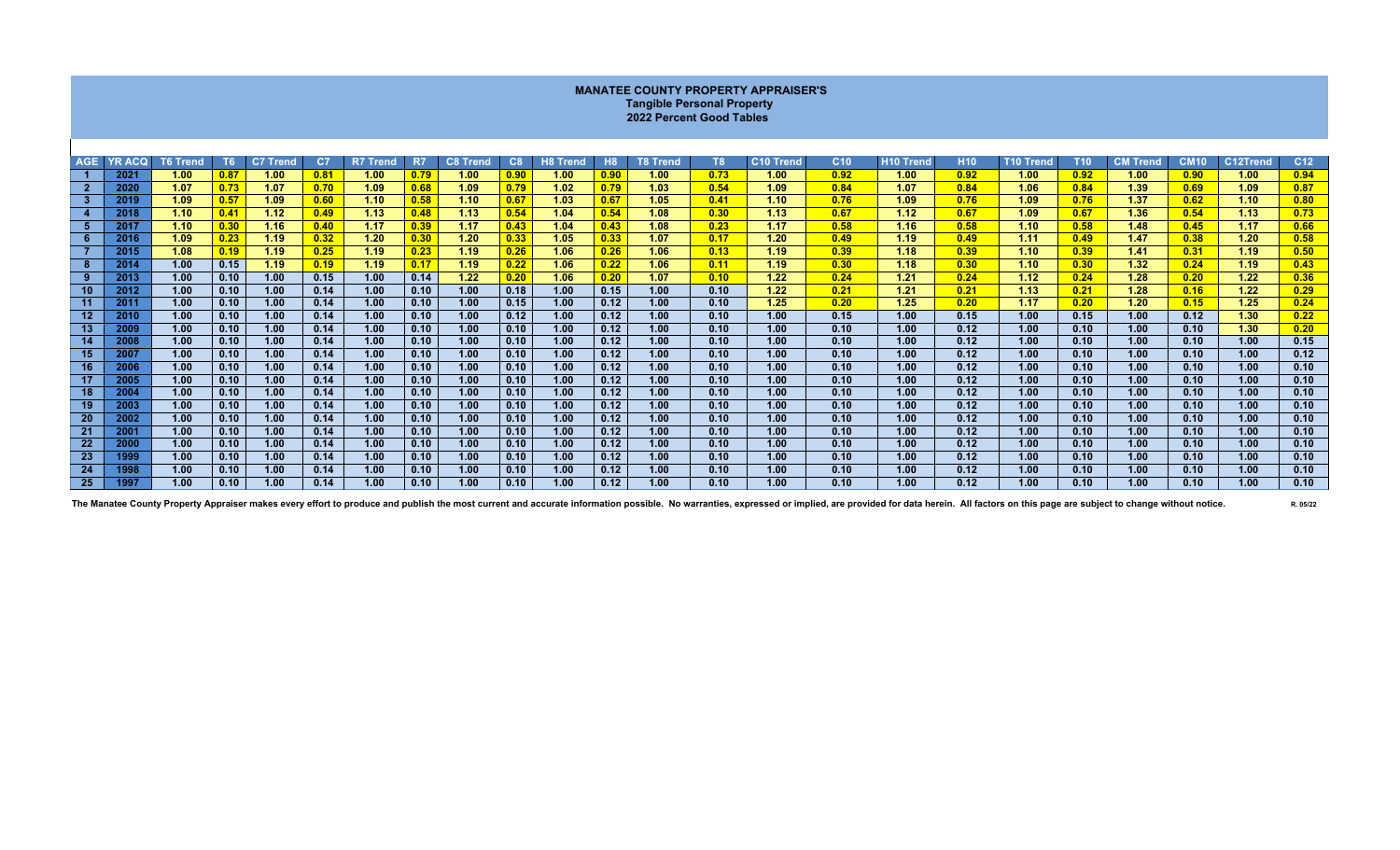# MANATEE COUNTY PROPERTY APPRAISER'S

## Tangible Personal Property

## 2022 Percent Good Tables

| AGE | YR ACQ | T6 Trend | T6 | C7 Trend | C7 | R7 Trend | R7 | C8 Trend | C8 | H8 Trend | H8 | T8 Trend | T8 | C10 Trend | C10 | H10 Trend | H10 | T10 Trend | T10 | CM Trend | CM10 | C12Trend | C12 |
|---|---|---|---|---|---|---|---|---|---|---|---|---|---|---|---|---|---|---|---|---|---|---|---|
| 1 | 2021 | 1.00 | 0.87 | 1.00 | 0.81 | 1.00 | 0.79 | 1.00 | 0.90 | 1.00 | 0.90 | 1.00 | 0.73 | 1.00 | 0.92 | 1.00 | 0.92 | 1.00 | 0.92 | 1.00 | 0.90 | 1.00 | 0.94 |
| 2 | 2020 | 1.07 | 0.73 | 1.07 | 0.70 | 1.09 | 0.68 | 1.09 | 0.79 | 1.02 | 0.79 | 1.03 | 0.54 | 1.09 | 0.84 | 1.07 | 0.84 | 1.06 | 0.84 | 1.39 | 0.69 | 1.09 | 0.87 |
| 3 | 2019 | 1.09 | 0.57 | 1.09 | 0.60 | 1.10 | 0.58 | 1.10 | 0.67 | 1.03 | 0.67 | 1.05 | 0.41 | 1.10 | 0.76 | 1.09 | 0.76 | 1.09 | 0.76 | 1.37 | 0.62 | 1.10 | 0.80 |
| 4 | 2018 | 1.10 | 0.41 | 1.12 | 0.49 | 1.13 | 0.48 | 1.13 | 0.54 | 1.04 | 0.54 | 1.08 | 0.30 | 1.13 | 0.67 | 1.12 | 0.67 | 1.09 | 0.67 | 1.36 | 0.54 | 1.13 | 0.73 |
| 5 | 2017 | 1.10 | 0.30 | 1.16 | 0.40 | 1.17 | 0.39 | 1.17 | 0.43 | 1.04 | 0.43 | 1.08 | 0.23 | 1.17 | 0.58 | 1.16 | 0.58 | 1.10 | 0.58 | 1.48 | 0.45 | 1.17 | 0.66 |
| 6 | 2016 | 1.09 | 0.23 | 1.19 | 0.32 | 1.20 | 0.30 | 1.20 | 0.33 | 1.05 | 0.33 | 1.07 | 0.17 | 1.20 | 0.49 | 1.19 | 0.49 | 1.11 | 0.49 | 1.47 | 0.38 | 1.20 | 0.58 |
| 7 | 2015 | 1.08 | 0.19 | 1.19 | 0.25 | 1.19 | 0.23 | 1.19 | 0.26 | 1.06 | 0.26 | 1.06 | 0.13 | 1.19 | 0.39 | 1.18 | 0.39 | 1.10 | 0.39 | 1.41 | 0.31 | 1.19 | 0.50 |
| 8 | 2014 | 1.00 | 0.15 | 1.19 | 0.19 | 1.19 | 0.17 | 1.19 | 0.22 | 1.06 | 0.22 | 1.06 | 0.11 | 1.19 | 0.30 | 1.18 | 0.30 | 1.10 | 0.30 | 1.32 | 0.24 | 1.19 | 0.43 |
| 9 | 2013 | 1.00 | 0.10 | 1.00 | 0.15 | 1.00 | 0.14 | 1.22 | 0.20 | 1.06 | 0.20 | 1.07 | 0.10 | 1.22 | 0.24 | 1.21 | 0.24 | 1.12 | 0.24 | 1.28 | 0.20 | 1.22 | 0.36 |
| 10 | 2012 | 1.00 | 0.10 | 1.00 | 0.14 | 1.00 | 0.10 | 1.00 | 0.18 | 1.00 | 0.15 | 1.00 | 0.10 | 1.22 | 0.21 | 1.21 | 0.21 | 1.13 | 0.21 | 1.28 | 0.16 | 1.22 | 0.29 |
| 11 | 2011 | 1.00 | 0.10 | 1.00 | 0.14 | 1.00 | 0.10 | 1.00 | 0.15 | 1.00 | 0.12 | 1.00 | 0.10 | 1.25 | 0.20 | 1.25 | 0.20 | 1.17 | 0.20 | 1.20 | 0.15 | 1.25 | 0.24 |
| 12 | 2010 | 1.00 | 0.10 | 1.00 | 0.14 | 1.00 | 0.10 | 1.00 | 0.12 | 1.00 | 0.12 | 1.00 | 0.10 | 1.00 | 0.15 | 1.00 | 0.15 | 1.00 | 0.15 | 1.00 | 0.12 | 1.30 | 0.22 |
| 13 | 2009 | 1.00 | 0.10 | 1.00 | 0.14 | 1.00 | 0.10 | 1.00 | 0.10 | 1.00 | 0.12 | 1.00 | 0.10 | 1.00 | 0.10 | 1.00 | 0.12 | 1.00 | 0.10 | 1.00 | 0.10 | 1.30 | 0.20 |
| 14 | 2008 | 1.00 | 0.10 | 1.00 | 0.14 | 1.00 | 0.10 | 1.00 | 0.10 | 1.00 | 0.12 | 1.00 | 0.10 | 1.00 | 0.10 | 1.00 | 0.12 | 1.00 | 0.10 | 1.00 | 0.10 | 1.00 | 0.15 |
| 15 | 2007 | 1.00 | 0.10 | 1.00 | 0.14 | 1.00 | 0.10 | 1.00 | 0.10 | 1.00 | 0.12 | 1.00 | 0.10 | 1.00 | 0.10 | 1.00 | 0.12 | 1.00 | 0.10 | 1.00 | 0.10 | 1.00 | 0.12 |
| 16 | 2006 | 1.00 | 0.10 | 1.00 | 0.14 | 1.00 | 0.10 | 1.00 | 0.10 | 1.00 | 0.12 | 1.00 | 0.10 | 1.00 | 0.10 | 1.00 | 0.12 | 1.00 | 0.10 | 1.00 | 0.10 | 1.00 | 0.10 |
| 17 | 2005 | 1.00 | 0.10 | 1.00 | 0.14 | 1.00 | 0.10 | 1.00 | 0.10 | 1.00 | 0.12 | 1.00 | 0.10 | 1.00 | 0.10 | 1.00 | 0.12 | 1.00 | 0.10 | 1.00 | 0.10 | 1.00 | 0.10 |
| 18 | 2004 | 1.00 | 0.10 | 1.00 | 0.14 | 1.00 | 0.10 | 1.00 | 0.10 | 1.00 | 0.12 | 1.00 | 0.10 | 1.00 | 0.10 | 1.00 | 0.12 | 1.00 | 0.10 | 1.00 | 0.10 | 1.00 | 0.10 |
| 19 | 2003 | 1.00 | 0.10 | 1.00 | 0.14 | 1.00 | 0.10 | 1.00 | 0.10 | 1.00 | 0.12 | 1.00 | 0.10 | 1.00 | 0.10 | 1.00 | 0.12 | 1.00 | 0.10 | 1.00 | 0.10 | 1.00 | 0.10 |
| 20 | 2002 | 1.00 | 0.10 | 1.00 | 0.14 | 1.00 | 0.10 | 1.00 | 0.10 | 1.00 | 0.12 | 1.00 | 0.10 | 1.00 | 0.10 | 1.00 | 0.12 | 1.00 | 0.10 | 1.00 | 0.10 | 1.00 | 0.10 |
| 21 | 2001 | 1.00 | 0.10 | 1.00 | 0.14 | 1.00 | 0.10 | 1.00 | 0.10 | 1.00 | 0.12 | 1.00 | 0.10 | 1.00 | 0.10 | 1.00 | 0.12 | 1.00 | 0.10 | 1.00 | 0.10 | 1.00 | 0.10 |
| 22 | 2000 | 1.00 | 0.10 | 1.00 | 0.14 | 1.00 | 0.10 | 1.00 | 0.10 | 1.00 | 0.12 | 1.00 | 0.10 | 1.00 | 0.10 | 1.00 | 0.12 | 1.00 | 0.10 | 1.00 | 0.10 | 1.00 | 0.10 |
| 23 | 1999 | 1.00 | 0.10 | 1.00 | 0.14 | 1.00 | 0.10 | 1.00 | 0.10 | 1.00 | 0.12 | 1.00 | 0.10 | 1.00 | 0.10 | 1.00 | 0.12 | 1.00 | 0.10 | 1.00 | 0.10 | 1.00 | 0.10 |
| 24 | 1998 | 1.00 | 0.10 | 1.00 | 0.14 | 1.00 | 0.10 | 1.00 | 0.10 | 1.00 | 0.12 | 1.00 | 0.10 | 1.00 | 0.10 | 1.00 | 0.12 | 1.00 | 0.10 | 1.00 | 0.10 | 1.00 | 0.10 |
| 25 | 1997 | 1.00 | 0.10 | 1.00 | 0.14 | 1.00 | 0.10 | 1.00 | 0.10 | 1.00 | 0.12 | 1.00 | 0.10 | 1.00 | 0.10 | 1.00 | 0.12 | 1.00 | 0.10 | 1.00 | 0.10 | 1.00 | 0.10 |

**The Manatee County Property Appraiser makes every effort to produce and publish the most current and accurate information possible. No warranties, expressed or implied, are provided for data herein. All factors on this page are subject to change without notice.**

R. 05/22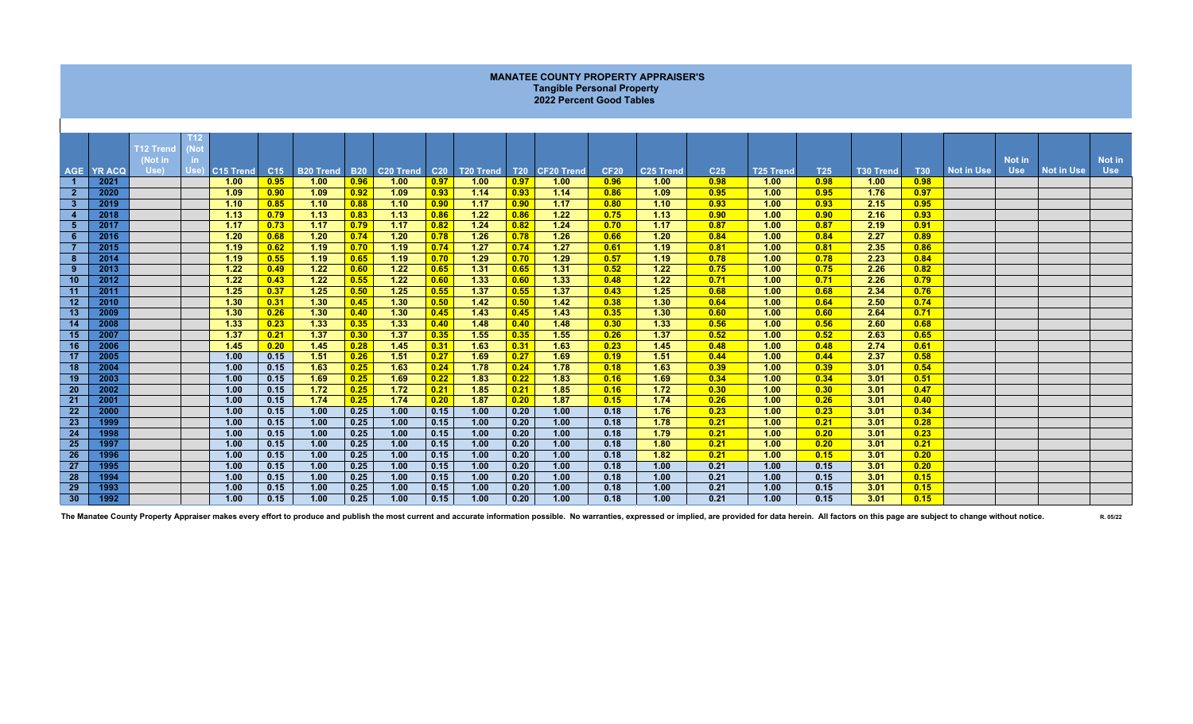# MANATEE COUNTY PROPERTY APPRAISER'S
## Tangible Personal Property
## 2022 Percent Good Tables

| AGE | YR ACQ | T12 Trend (Not in Use) | T12 (Not in Use) | C15 Trend | C15 | B20 Trend | B20 | C20 Trend | C20 | T20 Trend | T20 | CF20 Trend | CF20 | C25 Trend | C25 | T25 Trend | T25 | T30 Trend | T30 | Not in Use | Not in Use | Not in Use | Not in Use |
|---|---|---|---|---|---|---|---|---|---|---|---|---|---|---|---|---|---|---|---|---|---|---|---|
| 1 | 2021 | | | 1.00 | 0.95 | 1.00 | 0.96 | 1.00 | 0.97 | 1.00 | 0.97 | 1.00 | 0.96 | 1.00 | 0.98 | 1.00 | 0.98 | 1.00 | 0.98 | | | | |
| 2 | 2020 | | | 1.09 | 0.90 | 1.09 | 0.92 | 1.09 | 0.93 | 1.14 | 0.93 | 1.14 | 0.86 | 1.09 | 0.95 | 1.00 | 0.95 | 1.76 | 0.97 | | | | |
| 3 | 2019 | | | 1.10 | 0.85 | 1.10 | 0.88 | 1.10 | 0.90 | 1.17 | 0.90 | 1.17 | 0.80 | 1.10 | 0.93 | 1.00 | 0.93 | 2.15 | 0.95 | | | | |
| 4 | 2018 | | | 1.13 | 0.79 | 1.13 | 0.83 | 1.13 | 0.86 | 1.22 | 0.86 | 1.22 | 0.75 | 1.13 | 0.90 | 1.00 | 0.90 | 2.16 | 0.93 | | | | |
| 5 | 2017 | | | 1.17 | 0.73 | 1.17 | 0.79 | 1.17 | 0.82 | 1.24 | 0.82 | 1.24 | 0.70 | 1.17 | 0.87 | 1.00 | 0.87 | 2.19 | 0.91 | | | | |
| 6 | 2016 | | | 1.20 | 0.68 | 1.20 | 0.74 | 1.20 | 0.78 | 1.26 | 0.78 | 1.26 | 0.66 | 1.20 | 0.84 | 1.00 | 0.84 | 2.27 | 0.89 | | | | |
| 7 | 2015 | | | 1.19 | 0.62 | 1.19 | 0.70 | 1.19 | 0.74 | 1.27 | 0.74 | 1.27 | 0.61 | 1.19 | 0.81 | 1.00 | 0.81 | 2.35 | 0.86 | | | | |
| 8 | 2014 | | | 1.19 | 0.55 | 1.19 | 0.65 | 1.19 | 0.70 | 1.29 | 0.70 | 1.29 | 0.57 | 1.19 | 0.78 | 1.00 | 0.78 | 2.23 | 0.84 | | | | |
| 9 | 2013 | | | 1.22 | 0.49 | 1.22 | 0.60 | 1.22 | 0.65 | 1.31 | 0.65 | 1.31 | 0.52 | 1.22 | 0.75 | 1.00 | 0.75 | 2.26 | 0.82 | | | | |
| 10 | 2012 | | | 1.22 | 0.43 | 1.22 | 0.55 | 1.22 | 0.60 | 1.33 | 0.60 | 1.33 | 0.48 | 1.22 | 0.71 | 1.00 | 0.71 | 2.26 | 0.79 | | | | |
| 11 | 2011 | | | 1.25 | 0.37 | 1.25 | 0.50 | 1.25 | 0.55 | 1.37 | 0.55 | 1.37 | 0.43 | 1.25 | 0.68 | 1.00 | 0.68 | 2.34 | 0.76 | | | | |
| 12 | 2010 | | | 1.30 | 0.31 | 1.30 | 0.45 | 1.30 | 0.50 | 1.42 | 0.50 | 1.42 | 0.38 | 1.30 | 0.64 | 1.00 | 0.64 | 2.50 | 0.74 | | | | |
| 13 | 2009 | | | 1.30 | 0.26 | 1.30 | 0.40 | 1.30 | 0.45 | 1.43 | 0.45 | 1.43 | 0.35 | 1.30 | 0.60 | 1.00 | 0.60 | 2.64 | 0.71 | | | | |
| 14 | 2008 | | | 1.33 | 0.23 | 1.33 | 0.35 | 1.33 | 0.40 | 1.48 | 0.40 | 1.48 | 0.30 | 1.33 | 0.56 | 1.00 | 0.56 | 2.60 | 0.68 | | | | |
| 15 | 2007 | | | 1.37 | 0.21 | 1.37 | 0.30 | 1.37 | 0.35 | 1.55 | 0.35 | 1.55 | 0.26 | 1.37 | 0.52 | 1.00 | 0.52 | 2.63 | 0.65 | | | | |
| 16 | 2006 | | | 1.45 | 0.20 | 1.45 | 0.28 | 1.45 | 0.31 | 1.63 | 0.31 | 1.63 | 0.23 | 1.45 | 0.48 | 1.00 | 0.48 | 2.74 | 0.61 | | | | |
| 17 | 2005 | | | 1.00 | 0.15 | 1.51 | 0.26 | 1.51 | 0.27 | 1.69 | 0.27 | 1.69 | 0.19 | 1.51 | 0.44 | 1.00 | 0.44 | 2.37 | 0.58 | | | | |
| 18 | 2004 | | | 1.00 | 0.15 | 1.63 | 0.25 | 1.63 | 0.24 | 1.78 | 0.24 | 1.78 | 0.18 | 1.63 | 0.39 | 1.00 | 0.39 | 3.01 | 0.54 | | | | |
| 19 | 2003 | | | 1.00 | 0.15 | 1.69 | 0.25 | 1.69 | 0.22 | 1.83 | 0.22 | 1.83 | 0.16 | 1.69 | 0.34 | 1.00 | 0.34 | 3.01 | 0.51 | | | | |
| 20 | 2002 | | | 1.00 | 0.15 | 1.72 | 0.25 | 1.72 | 0.21 | 1.85 | 0.21 | 1.85 | 0.16 | 1.72 | 0.30 | 1.00 | 0.30 | 3.01 | 0.47 | | | | |
| 21 | 2001 | | | 1.00 | 0.15 | 1.74 | 0.25 | 1.74 | 0.20 | 1.87 | 0.20 | 1.87 | 0.15 | 1.74 | 0.26 | 1.00 | 0.26 | 3.01 | 0.40 | | | | |
| 22 | 2000 | | | 1.00 | 0.15 | 1.00 | 0.25 | 1.00 | 0.15 | 1.00 | 0.20 | 1.00 | 0.18 | 1.76 | 0.23 | 1.00 | 0.23 | 3.01 | 0.34 | | | | |
| 23 | 1999 | | | 1.00 | 0.15 | 1.00 | 0.25 | 1.00 | 0.15 | 1.00 | 0.20 | 1.00 | 0.18 | 1.78 | 0.21 | 1.00 | 0.21 | 3.01 | 0.28 | | | | |
| 24 | 1998 | | | 1.00 | 0.15 | 1.00 | 0.25 | 1.00 | 0.15 | 1.00 | 0.20 | 1.00 | 0.18 | 1.79 | 0.21 | 1.00 | 0.20 | 3.01 | 0.23 | | | | |
| 25 | 1997 | | | 1.00 | 0.15 | 1.00 | 0.25 | 1.00 | 0.15 | 1.00 | 0.20 | 1.00 | 0.18 | 1.80 | 0.21 | 1.00 | 0.20 | 3.01 | 0.21 | | | | |
| 26 | 1996 | | | 1.00 | 0.15 | 1.00 | 0.25 | 1.00 | 0.15 | 1.00 | 0.20 | 1.00 | 0.18 | 1.82 | 0.21 | 1.00 | 0.15 | 3.01 | 0.20 | | | | |
| 27 | 1995 | | | 1.00 | 0.15 | 1.00 | 0.25 | 1.00 | 0.15 | 1.00 | 0.20 | 1.00 | 0.18 | 1.00 | 0.21 | 1.00 | 0.15 | 3.01 | 0.20 | | | | |
| 28 | 1994 | | | 1.00 | 0.15 | 1.00 | 0.25 | 1.00 | 0.15 | 1.00 | 0.20 | 1.00 | 0.18 | 1.00 | 0.21 | 1.00 | 0.15 | 3.01 | 0.15 | | | | |
| 29 | 1993 | | | 1.00 | 0.15 | 1.00 | 0.25 | 1.00 | 0.15 | 1.00 | 0.20 | 1.00 | 0.18 | 1.00 | 0.21 | 1.00 | 0.15 | 3.01 | 0.15 | | | | |
| 30 | 1992 | | | 1.00 | 0.15 | 1.00 | 0.25 | 1.00 | 0.15 | 1.00 | 0.20 | 1.00 | 0.18 | 1.00 | 0.21 | 1.00 | 0.15 | 3.01 | 0.15 | | | | |

The Manatee County Property Appraiser makes every effort to produce and publish the most current and accurate information possible. No warranties, expressed or implied, are provided for data herein. All factors on this page are subject to change without notice.

R. 05/22